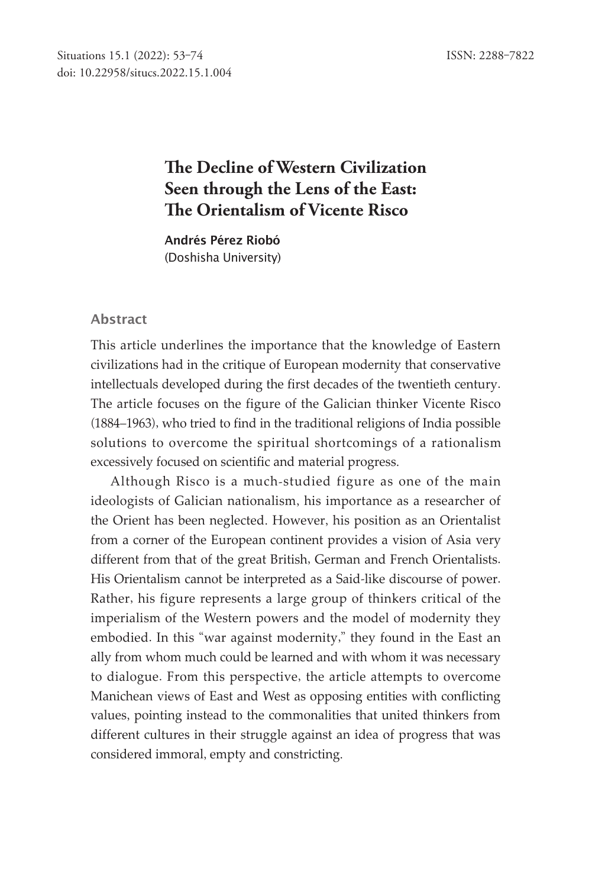# The Decline of Western Civilization Seen through the Lens of the East: The Orientalism of Vicente Risco

**Andrés Pérez Riobó**
(Doshisha University)

### Abstract

This article underlines the importance that the knowledge of Eastern civilizations had in the critique of European modernity that conservative intellectuals developed during the first decades of the twentieth century. The article focuses on the figure of the Galician thinker Vicente Risco (1884–1963), who tried to find in the traditional religions of India possible solutions to overcome the spiritual shortcomings of a rationalism excessively focused on scientific and material progress.

Although Risco is a much-studied figure as one of the main ideologists of Galician nationalism, his importance as a researcher of the Orient has been neglected. However, his position as an Orientalist from a corner of the European continent provides a vision of Asia very different from that of the great British, German and French Orientalists. His Orientalism cannot be interpreted as a Said-like discourse of power. Rather, his figure represents a large group of thinkers critical of the imperialism of the Western powers and the model of modernity they embodied. In this "war against modernity," they found in the East an ally from whom much could be learned and with whom it was necessary to dialogue. From this perspective, the article attempts to overcome Manichean views of East and West as opposing entities with conflicting values, pointing instead to the commonalities that united thinkers from different cultures in their struggle against an idea of progress that was considered immoral, empty and constricting.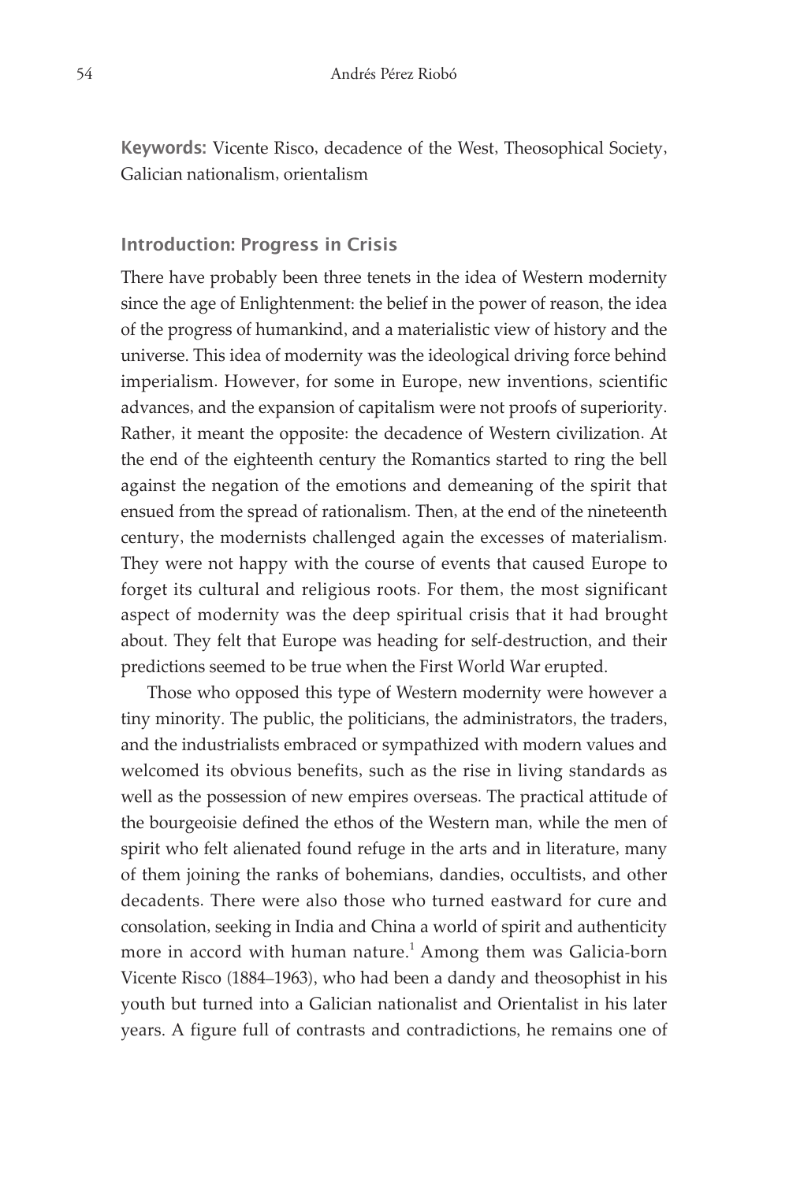**Keywords:** Vicente Risco, decadence of the West, Theosophical Society, Galician nationalism, orientalism

## Introduction: Progress in Crisis

There have probably been three tenets in the idea of Western modernity since the age of Enlightenment: the belief in the power of reason, the idea of the progress of humankind, and a materialistic view of history and the universe. This idea of modernity was the ideological driving force behind imperialism. However, for some in Europe, new inventions, scientific advances, and the expansion of capitalism were not proofs of superiority. Rather, it meant the opposite: the decadence of Western civilization. At the end of the eighteenth century the Romantics started to ring the bell against the negation of the emotions and demeaning of the spirit that ensued from the spread of rationalism. Then, at the end of the nineteenth century, the modernists challenged again the excesses of materialism. They were not happy with the course of events that caused Europe to forget its cultural and religious roots. For them, the most significant aspect of modernity was the deep spiritual crisis that it had brought about. They felt that Europe was heading for self-destruction, and their predictions seemed to be true when the First World War erupted.

Those who opposed this type of Western modernity were however a tiny minority. The public, the politicians, the administrators, the traders, and the industrialists embraced or sympathized with modern values and welcomed its obvious benefits, such as the rise in living standards as well as the possession of new empires overseas. The practical attitude of the bourgeoisie defined the ethos of the Western man, while the men of spirit who felt alienated found refuge in the arts and in literature, many of them joining the ranks of bohemians, dandies, occultists, and other decadents. There were also those who turned eastward for cure and consolation, seeking in India and China a world of spirit and authenticity more in accord with human nature.[1] Among them was Galicia-born Vicente Risco (1884–1963), who had been a dandy and theosophist in his youth but turned into a Galician nationalist and Orientalist in his later years. A figure full of contrasts and contradictions, he remains one of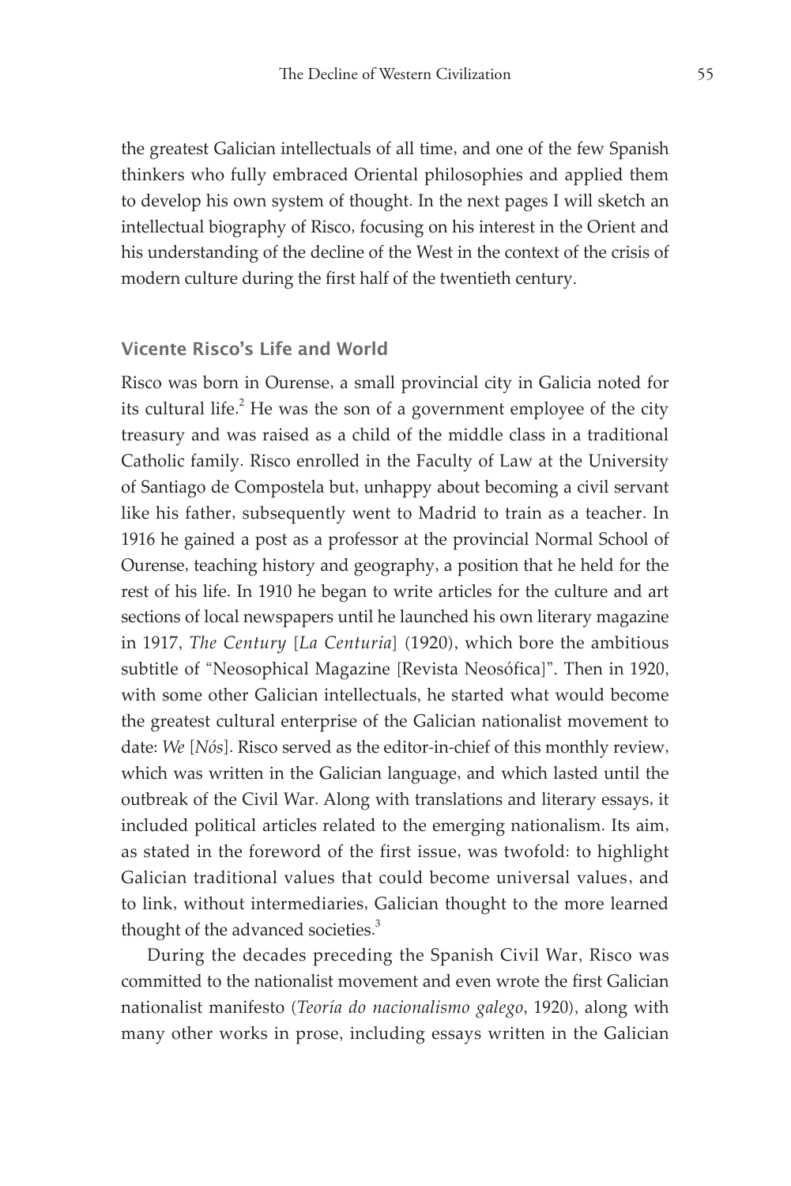the greatest Galician intellectuals of all time, and one of the few Spanish thinkers who fully embraced Oriental philosophies and applied them to develop his own system of thought. In the next pages I will sketch an intellectual biography of Risco, focusing on his interest in the Orient and his understanding of the decline of the West in the context of the crisis of modern culture during the first half of the twentieth century.

## Vicente Risco's Life and World

Risco was born in Ourense, a small provincial city in Galicia noted for its cultural life.[2] He was the son of a government employee of the city treasury and was raised as a child of the middle class in a traditional Catholic family. Risco enrolled in the Faculty of Law at the University of Santiago de Compostela but, unhappy about becoming a civil servant like his father, subsequently went to Madrid to train as a teacher. In 1916 he gained a post as a professor at the provincial Normal School of Ourense, teaching history and geography, a position that he held for the rest of his life. In 1910 he began to write articles for the culture and art sections of local newspapers until he launched his own literary magazine in 1917, *The Century* [*La Centuria*] (1920), which bore the ambitious subtitle of "Neosophical Magazine [Revista Neosófica]". Then in 1920, with some other Galician intellectuals, he started what would become the greatest cultural enterprise of the Galician nationalist movement to date: *We* [*Nós*]. Risco served as the editor-in-chief of this monthly review, which was written in the Galician language, and which lasted until the outbreak of the Civil War. Along with translations and literary essays, it included political articles related to the emerging nationalism. Its aim, as stated in the foreword of the first issue, was twofold: to highlight Galician traditional values that could become universal values, and to link, without intermediaries, Galician thought to the more learned thought of the advanced societies.[3]

During the decades preceding the Spanish Civil War, Risco was committed to the nationalist movement and even wrote the first Galician nationalist manifesto (*Teoría do nacionalismo galego*, 1920), along with many other works in prose, including essays written in the Galician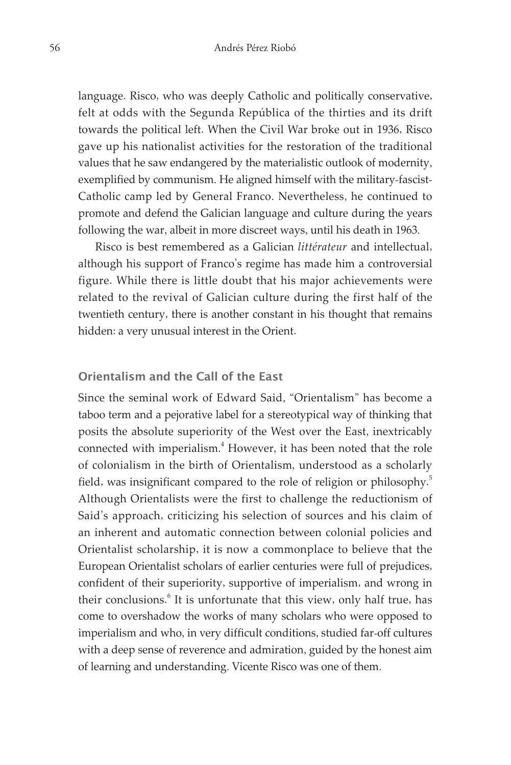language. Risco, who was deeply Catholic and politically conservative, felt at odds with the Segunda República of the thirties and its drift towards the political left. When the Civil War broke out in 1936, Risco gave up his nationalist activities for the restoration of the traditional values that he saw endangered by the materialistic outlook of modernity, exemplified by communism. He aligned himself with the military-fascist-Catholic camp led by General Franco. Nevertheless, he continued to promote and defend the Galician language and culture during the years following the war, albeit in more discreet ways, until his death in 1963.

Risco is best remembered as a Galician *littérateur* and intellectual, although his support of Franco's regime has made him a controversial figure. While there is little doubt that his major achievements were related to the revival of Galician culture during the first half of the twentieth century, there is another constant in his thought that remains hidden: a very unusual interest in the Orient.

## Orientalism and the Call of the East

Since the seminal work of Edward Said, "Orientalism" has become a taboo term and a pejorative label for a stereotypical way of thinking that posits the absolute superiority of the West over the East, inextricably connected with imperialism.[4] However, it has been noted that the role of colonialism in the birth of Orientalism, understood as a scholarly field, was insignificant compared to the role of religion or philosophy.[5] Although Orientalists were the first to challenge the reductionism of Said's approach, criticizing his selection of sources and his claim of an inherent and automatic connection between colonial policies and Orientalist scholarship, it is now a commonplace to believe that the European Orientalist scholars of earlier centuries were full of prejudices, confident of their superiority, supportive of imperialism, and wrong in their conclusions.[6] It is unfortunate that this view, only half true, has come to overshadow the works of many scholars who were opposed to imperialism and who, in very difficult conditions, studied far-off cultures with a deep sense of reverence and admiration, guided by the honest aim of learning and understanding. Vicente Risco was one of them.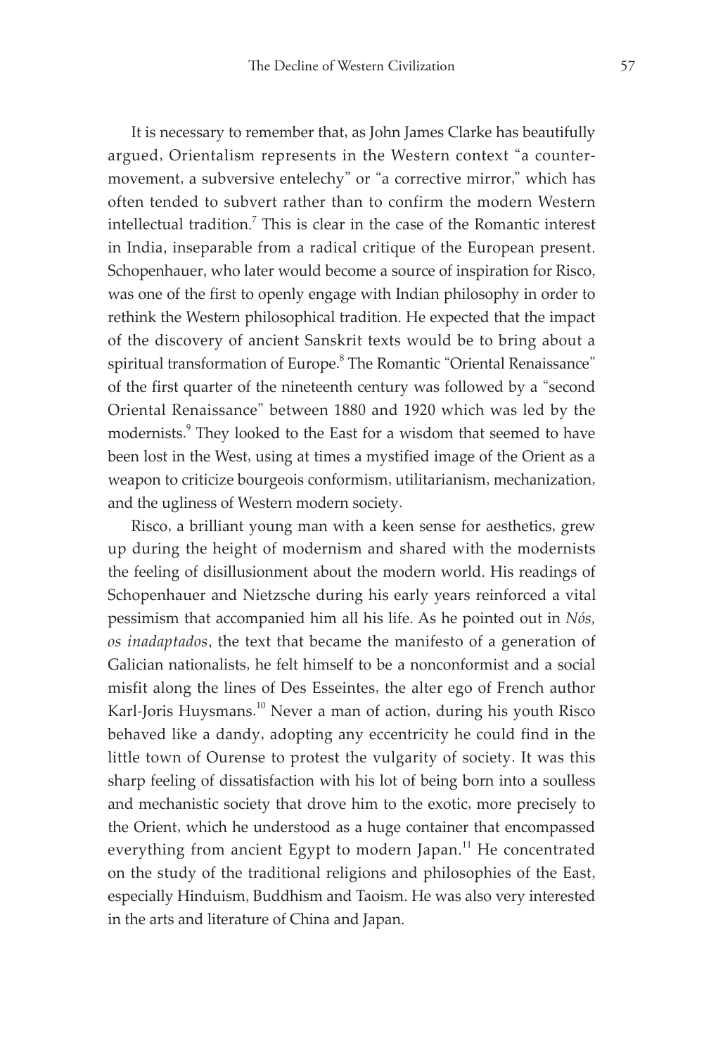It is necessary to remember that, as John James Clarke has beautifully argued, Orientalism represents in the Western context "a counter-movement, a subversive entelechy" or "a corrective mirror," which has often tended to subvert rather than to confirm the modern Western intellectual tradition.[7] This is clear in the case of the Romantic interest in India, inseparable from a radical critique of the European present. Schopenhauer, who later would become a source of inspiration for Risco, was one of the first to openly engage with Indian philosophy in order to rethink the Western philosophical tradition. He expected that the impact of the discovery of ancient Sanskrit texts would be to bring about a spiritual transformation of Europe.[8] The Romantic "Oriental Renaissance" of the first quarter of the nineteenth century was followed by a "second Oriental Renaissance" between 1880 and 1920 which was led by the modernists.[9] They looked to the East for a wisdom that seemed to have been lost in the West, using at times a mystified image of the Orient as a weapon to criticize bourgeois conformism, utilitarianism, mechanization, and the ugliness of Western modern society.

Risco, a brilliant young man with a keen sense for aesthetics, grew up during the height of modernism and shared with the modernists the feeling of disillusionment about the modern world. His readings of Schopenhauer and Nietzsche during his early years reinforced a vital pessimism that accompanied him all his life. As he pointed out in *Nós, os inadaptados*, the text that became the manifesto of a generation of Galician nationalists, he felt himself to be a nonconformist and a social misfit along the lines of Des Esseintes, the alter ego of French author Karl-Joris Huysmans.[10] Never a man of action, during his youth Risco behaved like a dandy, adopting any eccentricity he could find in the little town of Ourense to protest the vulgarity of society. It was this sharp feeling of dissatisfaction with his lot of being born into a soulless and mechanistic society that drove him to the exotic, more precisely to the Orient, which he understood as a huge container that encompassed everything from ancient Egypt to modern Japan.[11] He concentrated on the study of the traditional religions and philosophies of the East, especially Hinduism, Buddhism and Taoism. He was also very interested in the arts and literature of China and Japan.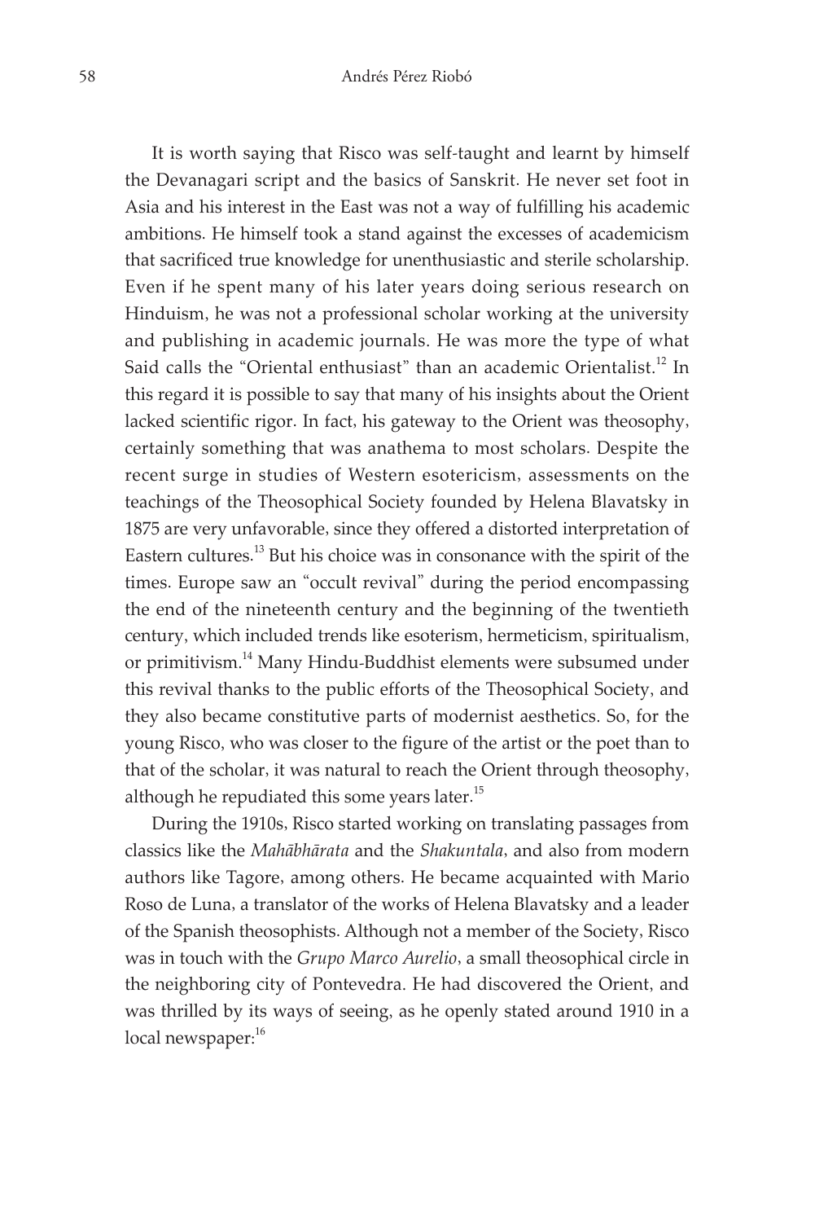It is worth saying that Risco was self-taught and learnt by himself the Devanagari script and the basics of Sanskrit. He never set foot in Asia and his interest in the East was not a way of fulfilling his academic ambitions. He himself took a stand against the excesses of academicism that sacrificed true knowledge for unenthusiastic and sterile scholarship. Even if he spent many of his later years doing serious research on Hinduism, he was not a professional scholar working at the university and publishing in academic journals. He was more the type of what Said calls the "Oriental enthusiast" than an academic Orientalist.[12] In this regard it is possible to say that many of his insights about the Orient lacked scientific rigor. In fact, his gateway to the Orient was theosophy, certainly something that was anathema to most scholars. Despite the recent surge in studies of Western esotericism, assessments on the teachings of the Theosophical Society founded by Helena Blavatsky in 1875 are very unfavorable, since they offered a distorted interpretation of Eastern cultures.[13] But his choice was in consonance with the spirit of the times. Europe saw an "occult revival" during the period encompassing the end of the nineteenth century and the beginning of the twentieth century, which included trends like esoterism, hermeticism, spiritualism, or primitivism.[14] Many Hindu-Buddhist elements were subsumed under this revival thanks to the public efforts of the Theosophical Society, and they also became constitutive parts of modernist aesthetics. So, for the young Risco, who was closer to the figure of the artist or the poet than to that of the scholar, it was natural to reach the Orient through theosophy, although he repudiated this some years later.[15]

During the 1910s, Risco started working on translating passages from classics like the *Mahābhārata* and the *Shakuntala*, and also from modern authors like Tagore, among others. He became acquainted with Mario Roso de Luna, a translator of the works of Helena Blavatsky and a leader of the Spanish theosophists. Although not a member of the Society, Risco was in touch with the *Grupo Marco Aurelio*, a small theosophical circle in the neighboring city of Pontevedra. He had discovered the Orient, and was thrilled by its ways of seeing, as he openly stated around 1910 in a local newspaper:[16]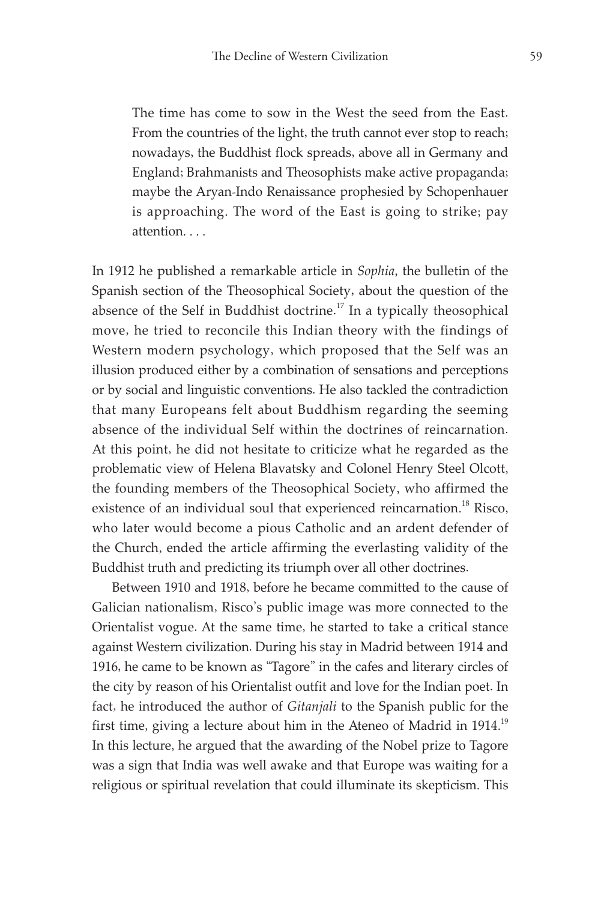> The time has come to sow in the West the seed from the East. From the countries of the light, the truth cannot ever stop to reach; nowadays, the Buddhist flock spreads, above all in Germany and England; Brahmanists and Theosophists make active propaganda; maybe the Aryan-Indo Renaissance prophesied by Schopenhauer is approaching. The word of the East is going to strike; pay attention. . . .

In 1912 he published a remarkable article in *Sophia*, the bulletin of the Spanish section of the Theosophical Society, about the question of the absence of the Self in Buddhist doctrine.[17] In a typically theosophical move, he tried to reconcile this Indian theory with the findings of Western modern psychology, which proposed that the Self was an illusion produced either by a combination of sensations and perceptions or by social and linguistic conventions. He also tackled the contradiction that many Europeans felt about Buddhism regarding the seeming absence of the individual Self within the doctrines of reincarnation. At this point, he did not hesitate to criticize what he regarded as the problematic view of Helena Blavatsky and Colonel Henry Steel Olcott, the founding members of the Theosophical Society, who affirmed the existence of an individual soul that experienced reincarnation.[18] Risco, who later would become a pious Catholic and an ardent defender of the Church, ended the article affirming the everlasting validity of the Buddhist truth and predicting its triumph over all other doctrines.

Between 1910 and 1918, before he became committed to the cause of Galician nationalism, Risco's public image was more connected to the Orientalist vogue. At the same time, he started to take a critical stance against Western civilization. During his stay in Madrid between 1914 and 1916, he came to be known as "Tagore" in the cafes and literary circles of the city by reason of his Orientalist outfit and love for the Indian poet. In fact, he introduced the author of *Gitanjali* to the Spanish public for the first time, giving a lecture about him in the Ateneo of Madrid in 1914.[19] In this lecture, he argued that the awarding of the Nobel prize to Tagore was a sign that India was well awake and that Europe was waiting for a religious or spiritual revelation that could illuminate its skepticism. This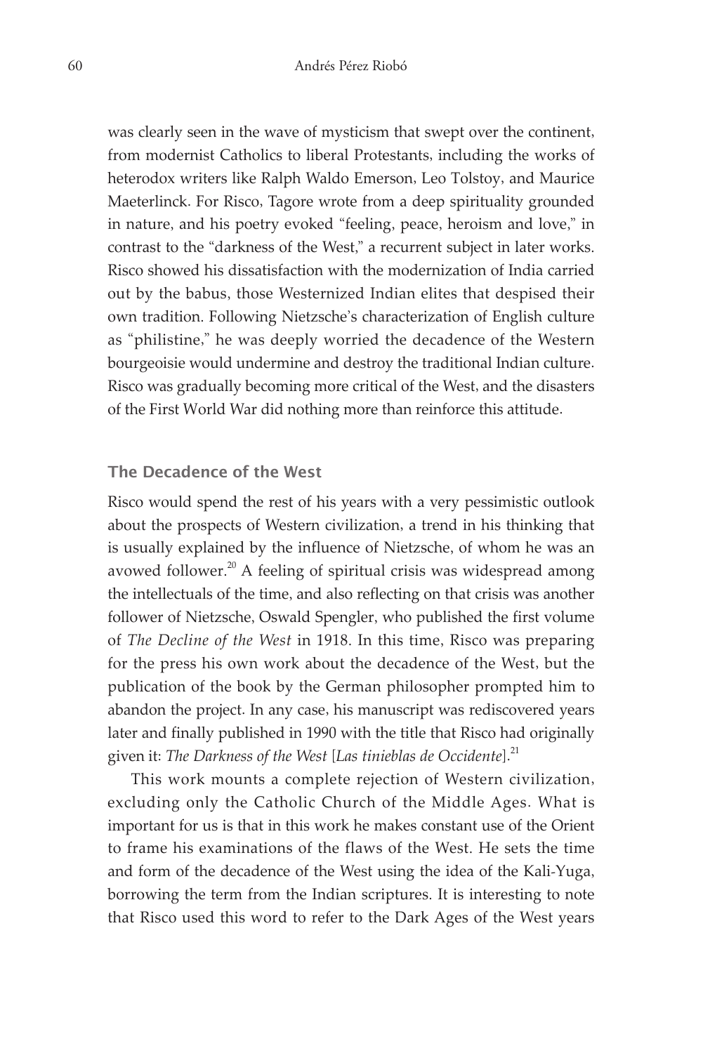was clearly seen in the wave of mysticism that swept over the continent, from modernist Catholics to liberal Protestants, including the works of heterodox writers like Ralph Waldo Emerson, Leo Tolstoy, and Maurice Maeterlinck. For Risco, Tagore wrote from a deep spirituality grounded in nature, and his poetry evoked "feeling, peace, heroism and love," in contrast to the "darkness of the West," a recurrent subject in later works. Risco showed his dissatisfaction with the modernization of India carried out by the babus, those Westernized Indian elites that despised their own tradition. Following Nietzsche's characterization of English culture as "philistine," he was deeply worried the decadence of the Western bourgeoisie would undermine and destroy the traditional Indian culture. Risco was gradually becoming more critical of the West, and the disasters of the First World War did nothing more than reinforce this attitude.

### The Decadence of the West

Risco would spend the rest of his years with a very pessimistic outlook about the prospects of Western civilization, a trend in his thinking that is usually explained by the influence of Nietzsche, of whom he was an avowed follower.[20] A feeling of spiritual crisis was widespread among the intellectuals of the time, and also reflecting on that crisis was another follower of Nietzsche, Oswald Spengler, who published the first volume of *The Decline of the West* in 1918. In this time, Risco was preparing for the press his own work about the decadence of the West, but the publication of the book by the German philosopher prompted him to abandon the project. In any case, his manuscript was rediscovered years later and finally published in 1990 with the title that Risco had originally given it: *The Darkness of the West* [*Las tinieblas de Occidente*].[21]

This work mounts a complete rejection of Western civilization, excluding only the Catholic Church of the Middle Ages. What is important for us is that in this work he makes constant use of the Orient to frame his examinations of the flaws of the West. He sets the time and form of the decadence of the West using the idea of the Kali-Yuga, borrowing the term from the Indian scriptures. It is interesting to note that Risco used this word to refer to the Dark Ages of the West years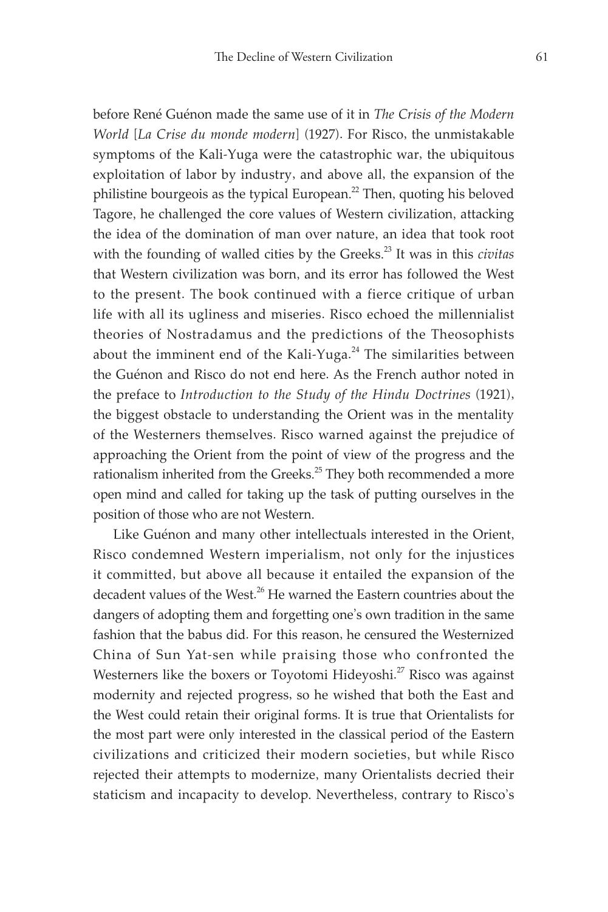before René Guénon made the same use of it in *The Crisis of the Modern World* [*La Crise du monde modern*] (1927). For Risco, the unmistakable symptoms of the Kali-Yuga were the catastrophic war, the ubiquitous exploitation of labor by industry, and above all, the expansion of the philistine bourgeois as the typical European.[22] Then, quoting his beloved Tagore, he challenged the core values of Western civilization, attacking the idea of the domination of man over nature, an idea that took root with the founding of walled cities by the Greeks.[23] It was in this *civitas* that Western civilization was born, and its error has followed the West to the present. The book continued with a fierce critique of urban life with all its ugliness and miseries. Risco echoed the millennialist theories of Nostradamus and the predictions of the Theosophists about the imminent end of the Kali-Yuga.[24] The similarities between the Guénon and Risco do not end here. As the French author noted in the preface to *Introduction to the Study of the Hindu Doctrines* (1921), the biggest obstacle to understanding the Orient was in the mentality of the Westerners themselves. Risco warned against the prejudice of approaching the Orient from the point of view of the progress and the rationalism inherited from the Greeks.[25] They both recommended a more open mind and called for taking up the task of putting ourselves in the position of those who are not Western.

Like Guénon and many other intellectuals interested in the Orient, Risco condemned Western imperialism, not only for the injustices it committed, but above all because it entailed the expansion of the decadent values of the West.[26] He warned the Eastern countries about the dangers of adopting them and forgetting one's own tradition in the same fashion that the babus did. For this reason, he censured the Westernized China of Sun Yat-sen while praising those who confronted the Westerners like the boxers or Toyotomi Hideyoshi.[27] Risco was against modernity and rejected progress, so he wished that both the East and the West could retain their original forms. It is true that Orientalists for the most part were only interested in the classical period of the Eastern civilizations and criticized their modern societies, but while Risco rejected their attempts to modernize, many Orientalists decried their staticism and incapacity to develop. Nevertheless, contrary to Risco's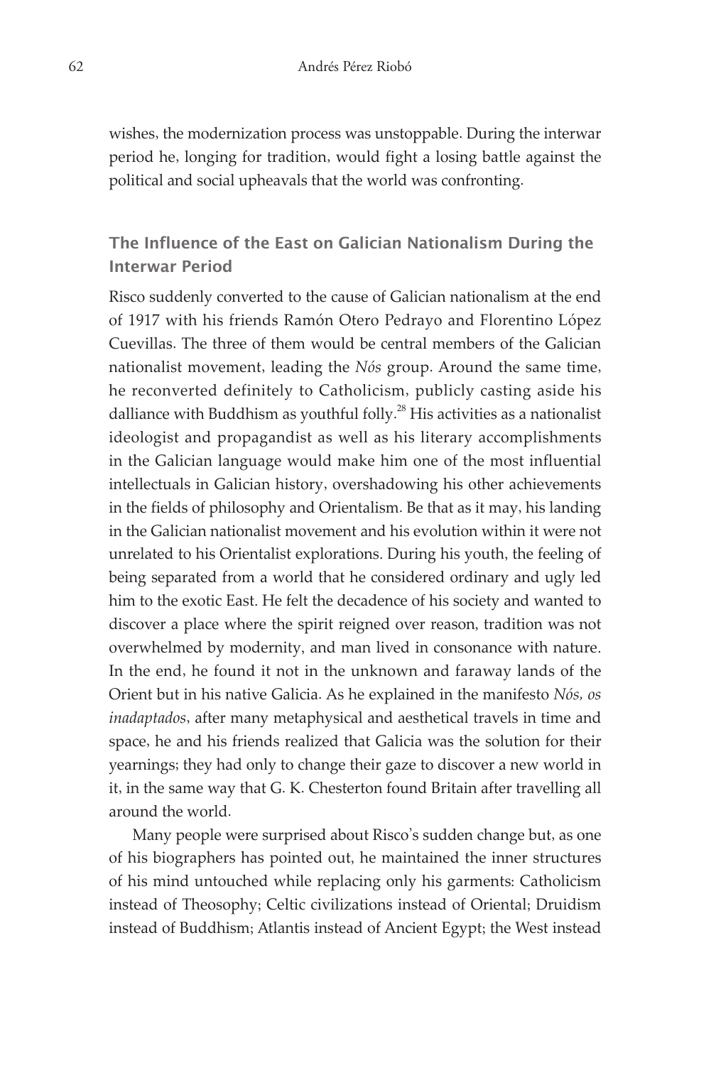wishes, the modernization process was unstoppable. During the interwar period he, longing for tradition, would fight a losing battle against the political and social upheavals that the world was confronting.

## The Influence of the East on Galician Nationalism During the Interwar Period

Risco suddenly converted to the cause of Galician nationalism at the end of 1917 with his friends Ramón Otero Pedrayo and Florentino López Cuevillas. The three of them would be central members of the Galician nationalist movement, leading the *Nós* group. Around the same time, he reconverted definitely to Catholicism, publicly casting aside his dalliance with Buddhism as youthful folly.[28] His activities as a nationalist ideologist and propagandist as well as his literary accomplishments in the Galician language would make him one of the most influential intellectuals in Galician history, overshadowing his other achievements in the fields of philosophy and Orientalism. Be that as it may, his landing in the Galician nationalist movement and his evolution within it were not unrelated to his Orientalist explorations. During his youth, the feeling of being separated from a world that he considered ordinary and ugly led him to the exotic East. He felt the decadence of his society and wanted to discover a place where the spirit reigned over reason, tradition was not overwhelmed by modernity, and man lived in consonance with nature. In the end, he found it not in the unknown and faraway lands of the Orient but in his native Galicia. As he explained in the manifesto *Nós, os inadaptados*, after many metaphysical and aesthetical travels in time and space, he and his friends realized that Galicia was the solution for their yearnings; they had only to change their gaze to discover a new world in it, in the same way that G. K. Chesterton found Britain after travelling all around the world.

Many people were surprised about Risco's sudden change but, as one of his biographers has pointed out, he maintained the inner structures of his mind untouched while replacing only his garments: Catholicism instead of Theosophy; Celtic civilizations instead of Oriental; Druidism instead of Buddhism; Atlantis instead of Ancient Egypt; the West instead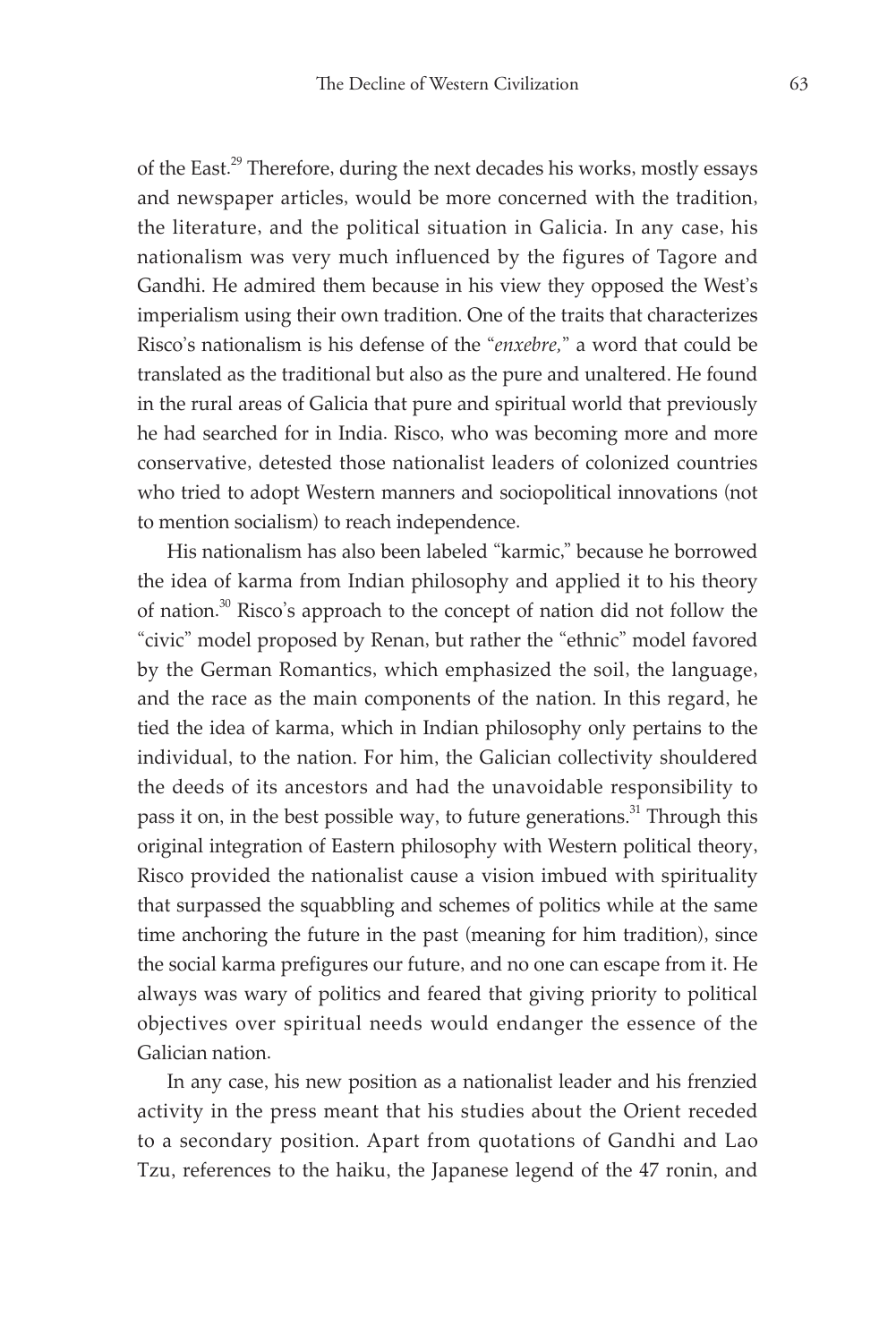of the East.[29] Therefore, during the next decades his works, mostly essays and newspaper articles, would be more concerned with the tradition, the literature, and the political situation in Galicia. In any case, his nationalism was very much influenced by the figures of Tagore and Gandhi. He admired them because in his view they opposed the West's imperialism using their own tradition. One of the traits that characterizes Risco's nationalism is his defense of the "*enxebre,*" a word that could be translated as the traditional but also as the pure and unaltered. He found in the rural areas of Galicia that pure and spiritual world that previously he had searched for in India. Risco, who was becoming more and more conservative, detested those nationalist leaders of colonized countries who tried to adopt Western manners and sociopolitical innovations (not to mention socialism) to reach independence.

His nationalism has also been labeled "karmic," because he borrowed the idea of karma from Indian philosophy and applied it to his theory of nation.[30] Risco's approach to the concept of nation did not follow the "civic" model proposed by Renan, but rather the "ethnic" model favored by the German Romantics, which emphasized the soil, the language, and the race as the main components of the nation. In this regard, he tied the idea of karma, which in Indian philosophy only pertains to the individual, to the nation. For him, the Galician collectivity shouldered the deeds of its ancestors and had the unavoidable responsibility to pass it on, in the best possible way, to future generations.[31] Through this original integration of Eastern philosophy with Western political theory, Risco provided the nationalist cause a vision imbued with spirituality that surpassed the squabbling and schemes of politics while at the same time anchoring the future in the past (meaning for him tradition), since the social karma prefigures our future, and no one can escape from it. He always was wary of politics and feared that giving priority to political objectives over spiritual needs would endanger the essence of the Galician nation.

In any case, his new position as a nationalist leader and his frenzied activity in the press meant that his studies about the Orient receded to a secondary position. Apart from quotations of Gandhi and Lao Tzu, references to the haiku, the Japanese legend of the 47 ronin, and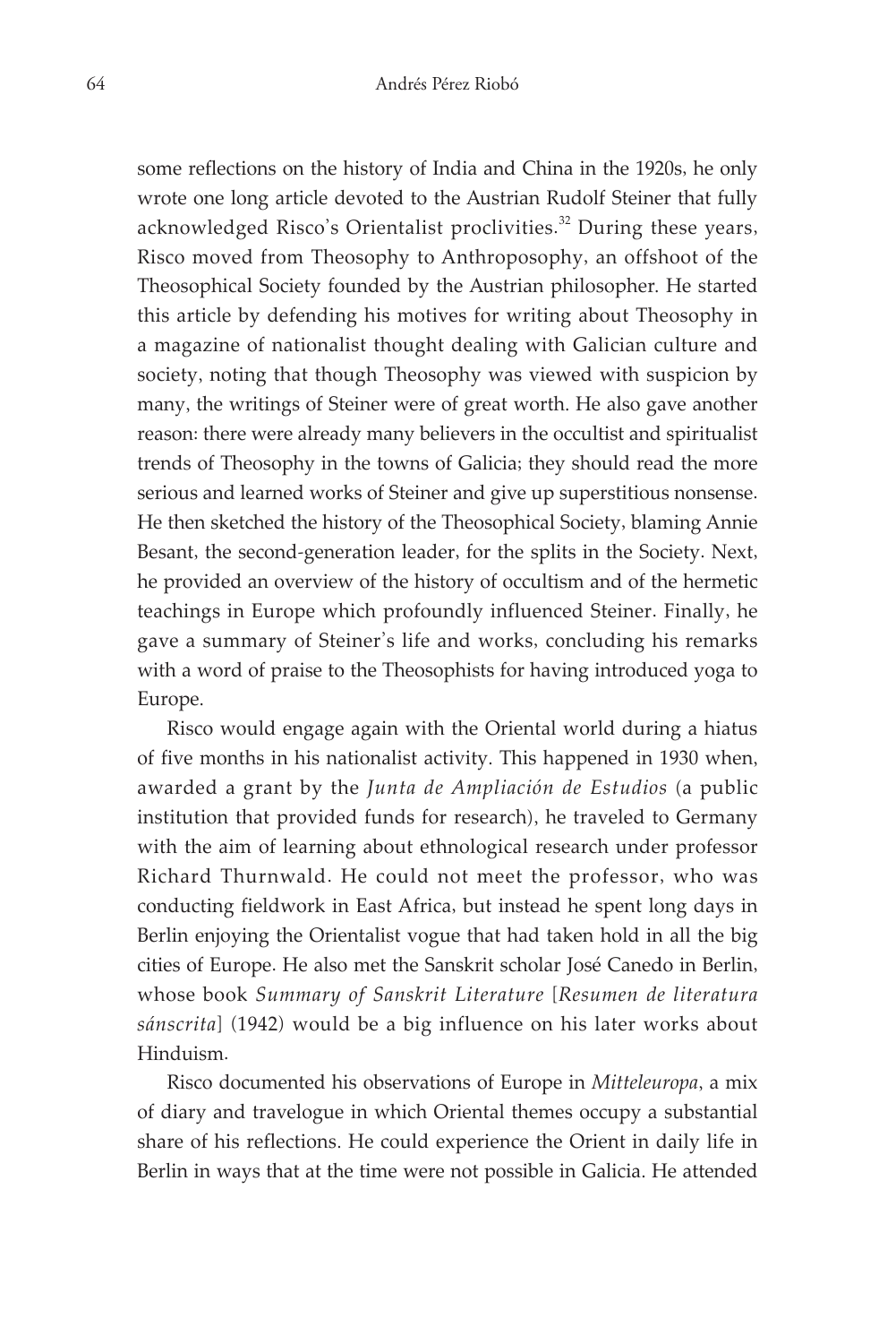some reflections on the history of India and China in the 1920s, he only wrote one long article devoted to the Austrian Rudolf Steiner that fully acknowledged Risco's Orientalist proclivities.[32] During these years, Risco moved from Theosophy to Anthroposophy, an offshoot of the Theosophical Society founded by the Austrian philosopher. He started this article by defending his motives for writing about Theosophy in a magazine of nationalist thought dealing with Galician culture and society, noting that though Theosophy was viewed with suspicion by many, the writings of Steiner were of great worth. He also gave another reason: there were already many believers in the occultist and spiritualist trends of Theosophy in the towns of Galicia; they should read the more serious and learned works of Steiner and give up superstitious nonsense. He then sketched the history of the Theosophical Society, blaming Annie Besant, the second-generation leader, for the splits in the Society. Next, he provided an overview of the history of occultism and of the hermetic teachings in Europe which profoundly influenced Steiner. Finally, he gave a summary of Steiner's life and works, concluding his remarks with a word of praise to the Theosophists for having introduced yoga to Europe.

Risco would engage again with the Oriental world during a hiatus of five months in his nationalist activity. This happened in 1930 when, awarded a grant by the *Junta de Ampliación de Estudios* (a public institution that provided funds for research), he traveled to Germany with the aim of learning about ethnological research under professor Richard Thurnwald. He could not meet the professor, who was conducting fieldwork in East Africa, but instead he spent long days in Berlin enjoying the Orientalist vogue that had taken hold in all the big cities of Europe. He also met the Sanskrit scholar José Canedo in Berlin, whose book *Summary of Sanskrit Literature* [*Resumen de literatura sánscrita*] (1942) would be a big influence on his later works about Hinduism.

Risco documented his observations of Europe in *Mitteleuropa*, a mix of diary and travelogue in which Oriental themes occupy a substantial share of his reflections. He could experience the Orient in daily life in Berlin in ways that at the time were not possible in Galicia. He attended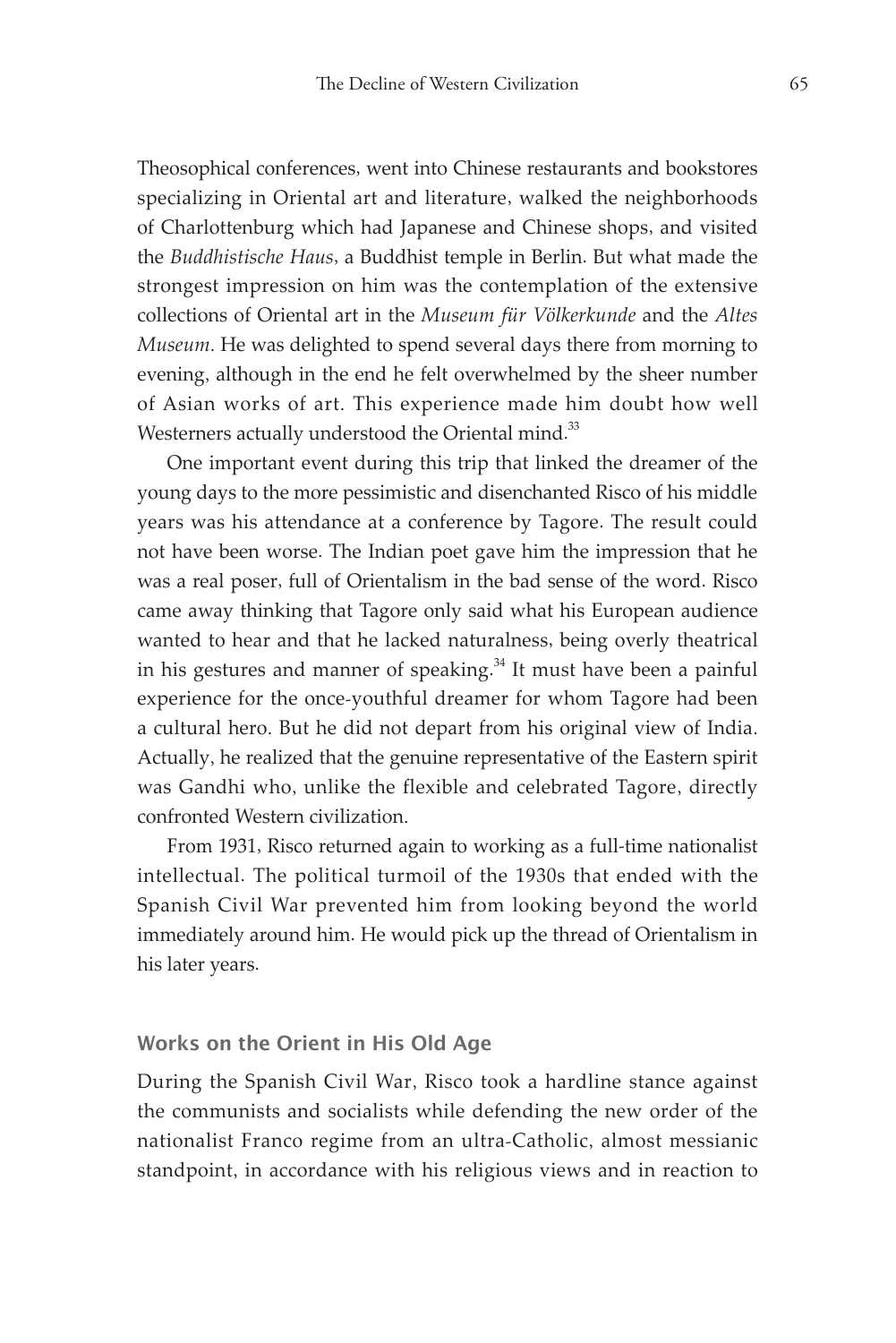Theosophical conferences, went into Chinese restaurants and bookstores specializing in Oriental art and literature, walked the neighborhoods of Charlottenburg which had Japanese and Chinese shops, and visited the *Buddhistische Haus*, a Buddhist temple in Berlin. But what made the strongest impression on him was the contemplation of the extensive collections of Oriental art in the *Museum für Völkerkunde* and the *Altes Museum*. He was delighted to spend several days there from morning to evening, although in the end he felt overwhelmed by the sheer number of Asian works of art. This experience made him doubt how well Westerners actually understood the Oriental mind.[33]

One important event during this trip that linked the dreamer of the young days to the more pessimistic and disenchanted Risco of his middle years was his attendance at a conference by Tagore. The result could not have been worse. The Indian poet gave him the impression that he was a real poser, full of Orientalism in the bad sense of the word. Risco came away thinking that Tagore only said what his European audience wanted to hear and that he lacked naturalness, being overly theatrical in his gestures and manner of speaking.[34] It must have been a painful experience for the once-youthful dreamer for whom Tagore had been a cultural hero. But he did not depart from his original view of India. Actually, he realized that the genuine representative of the Eastern spirit was Gandhi who, unlike the flexible and celebrated Tagore, directly confronted Western civilization.

From 1931, Risco returned again to working as a full-time nationalist intellectual. The political turmoil of the 1930s that ended with the Spanish Civil War prevented him from looking beyond the world immediately around him. He would pick up the thread of Orientalism in his later years.

### Works on the Orient in His Old Age

During the Spanish Civil War, Risco took a hardline stance against the communists and socialists while defending the new order of the nationalist Franco regime from an ultra-Catholic, almost messianic standpoint, in accordance with his religious views and in reaction to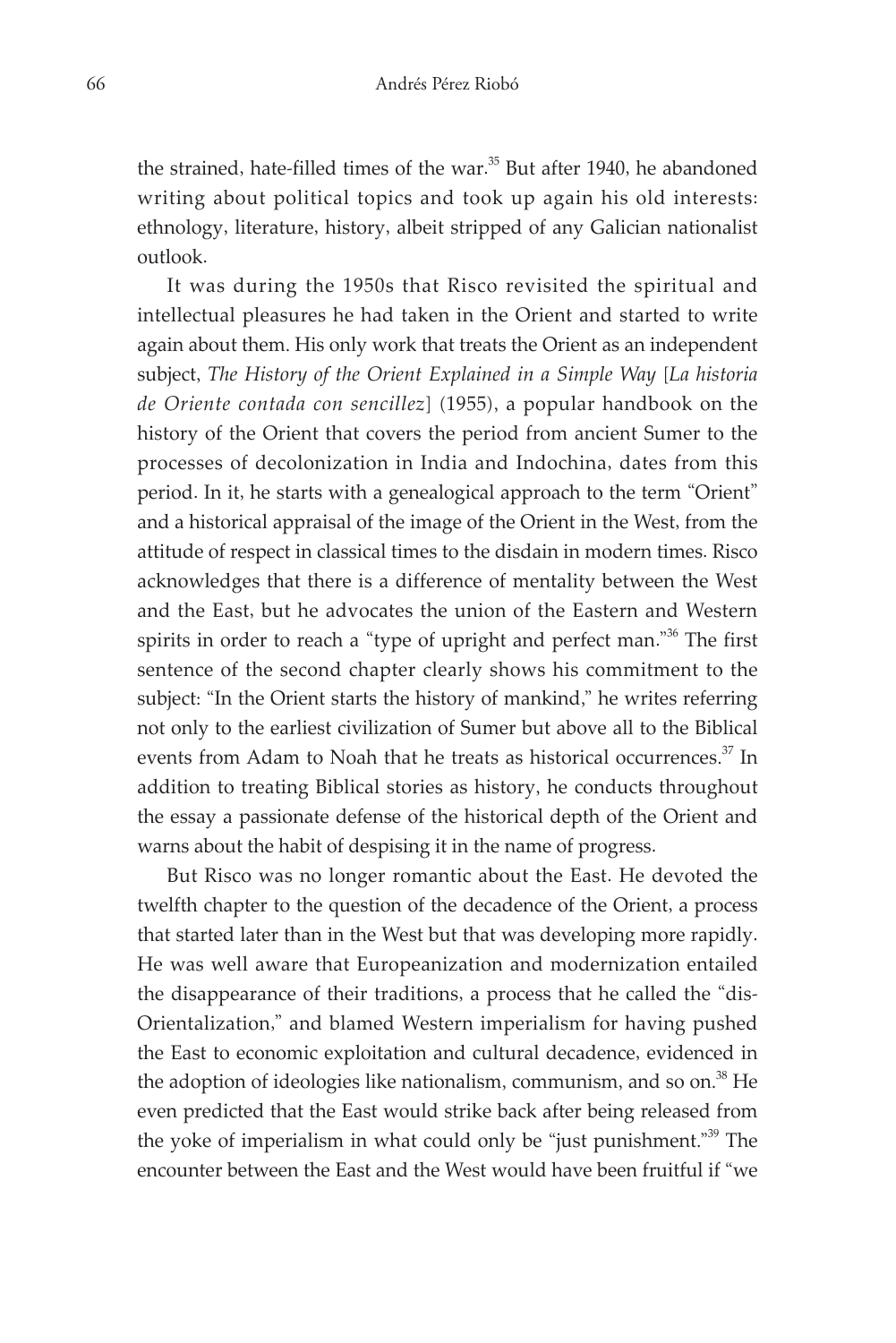the strained, hate-filled times of the war.[35] But after 1940, he abandoned writing about political topics and took up again his old interests: ethnology, literature, history, albeit stripped of any Galician nationalist outlook.

It was during the 1950s that Risco revisited the spiritual and intellectual pleasures he had taken in the Orient and started to write again about them. His only work that treats the Orient as an independent subject, *The History of the Orient Explained in a Simple Way* [*La historia de Oriente contada con sencillez*] (1955), a popular handbook on the history of the Orient that covers the period from ancient Sumer to the processes of decolonization in India and Indochina, dates from this period. In it, he starts with a genealogical approach to the term "Orient" and a historical appraisal of the image of the Orient in the West, from the attitude of respect in classical times to the disdain in modern times. Risco acknowledges that there is a difference of mentality between the West and the East, but he advocates the union of the Eastern and Western spirits in order to reach a "type of upright and perfect man."[36] The first sentence of the second chapter clearly shows his commitment to the subject: "In the Orient starts the history of mankind," he writes referring not only to the earliest civilization of Sumer but above all to the Biblical events from Adam to Noah that he treats as historical occurrences.[37] In addition to treating Biblical stories as history, he conducts throughout the essay a passionate defense of the historical depth of the Orient and warns about the habit of despising it in the name of progress.

But Risco was no longer romantic about the East. He devoted the twelfth chapter to the question of the decadence of the Orient, a process that started later than in the West but that was developing more rapidly. He was well aware that Europeanization and modernization entailed the disappearance of their traditions, a process that he called the "dis-Orientalization," and blamed Western imperialism for having pushed the East to economic exploitation and cultural decadence, evidenced in the adoption of ideologies like nationalism, communism, and so on.[38] He even predicted that the East would strike back after being released from the yoke of imperialism in what could only be "just punishment."[39] The encounter between the East and the West would have been fruitful if "we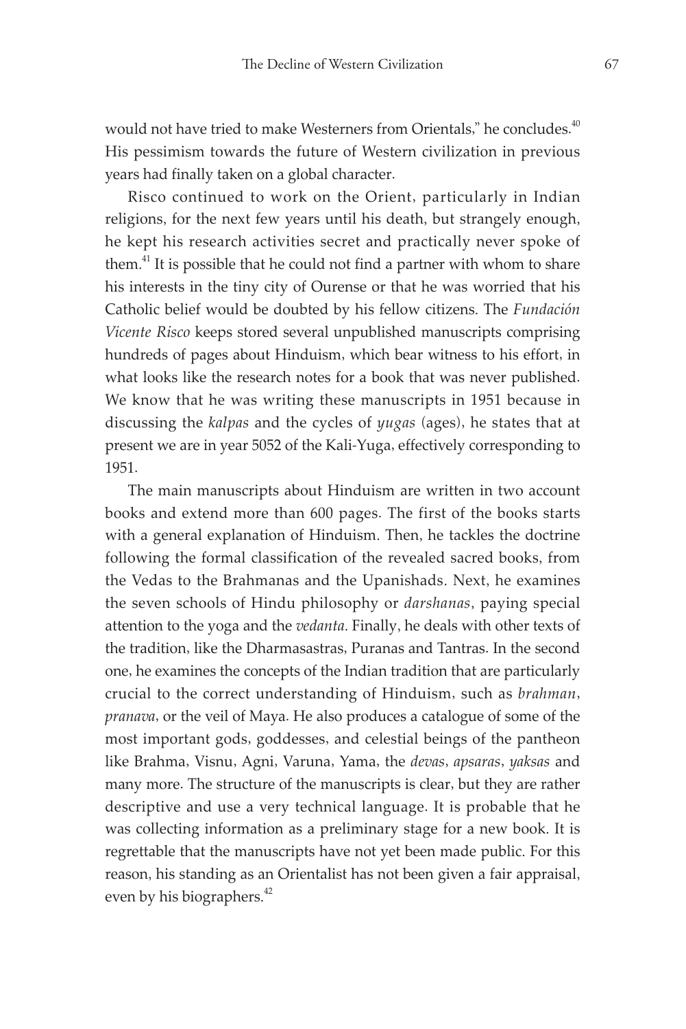would not have tried to make Westerners from Orientals," he concludes.[40] His pessimism towards the future of Western civilization in previous years had finally taken on a global character.

Risco continued to work on the Orient, particularly in Indian religions, for the next few years until his death, but strangely enough, he kept his research activities secret and practically never spoke of them.[41] It is possible that he could not find a partner with whom to share his interests in the tiny city of Ourense or that he was worried that his Catholic belief would be doubted by his fellow citizens. The *Fundación Vicente Risco* keeps stored several unpublished manuscripts comprising hundreds of pages about Hinduism, which bear witness to his effort, in what looks like the research notes for a book that was never published. We know that he was writing these manuscripts in 1951 because in discussing the *kalpas* and the cycles of *yugas* (ages), he states that at present we are in year 5052 of the Kali-Yuga, effectively corresponding to 1951.

The main manuscripts about Hinduism are written in two account books and extend more than 600 pages. The first of the books starts with a general explanation of Hinduism. Then, he tackles the doctrine following the formal classification of the revealed sacred books, from the Vedas to the Brahmanas and the Upanishads. Next, he examines the seven schools of Hindu philosophy or *darshanas*, paying special attention to the yoga and the *vedanta*. Finally, he deals with other texts of the tradition, like the Dharmasastras, Puranas and Tantras. In the second one, he examines the concepts of the Indian tradition that are particularly crucial to the correct understanding of Hinduism, such as *brahman*, *pranava*, or the veil of Maya. He also produces a catalogue of some of the most important gods, goddesses, and celestial beings of the pantheon like Brahma, Visnu, Agni, Varuna, Yama, the *devas*, *apsaras*, *yaksas* and many more. The structure of the manuscripts is clear, but they are rather descriptive and use a very technical language. It is probable that he was collecting information as a preliminary stage for a new book. It is regrettable that the manuscripts have not yet been made public. For this reason, his standing as an Orientalist has not been given a fair appraisal, even by his biographers.[42]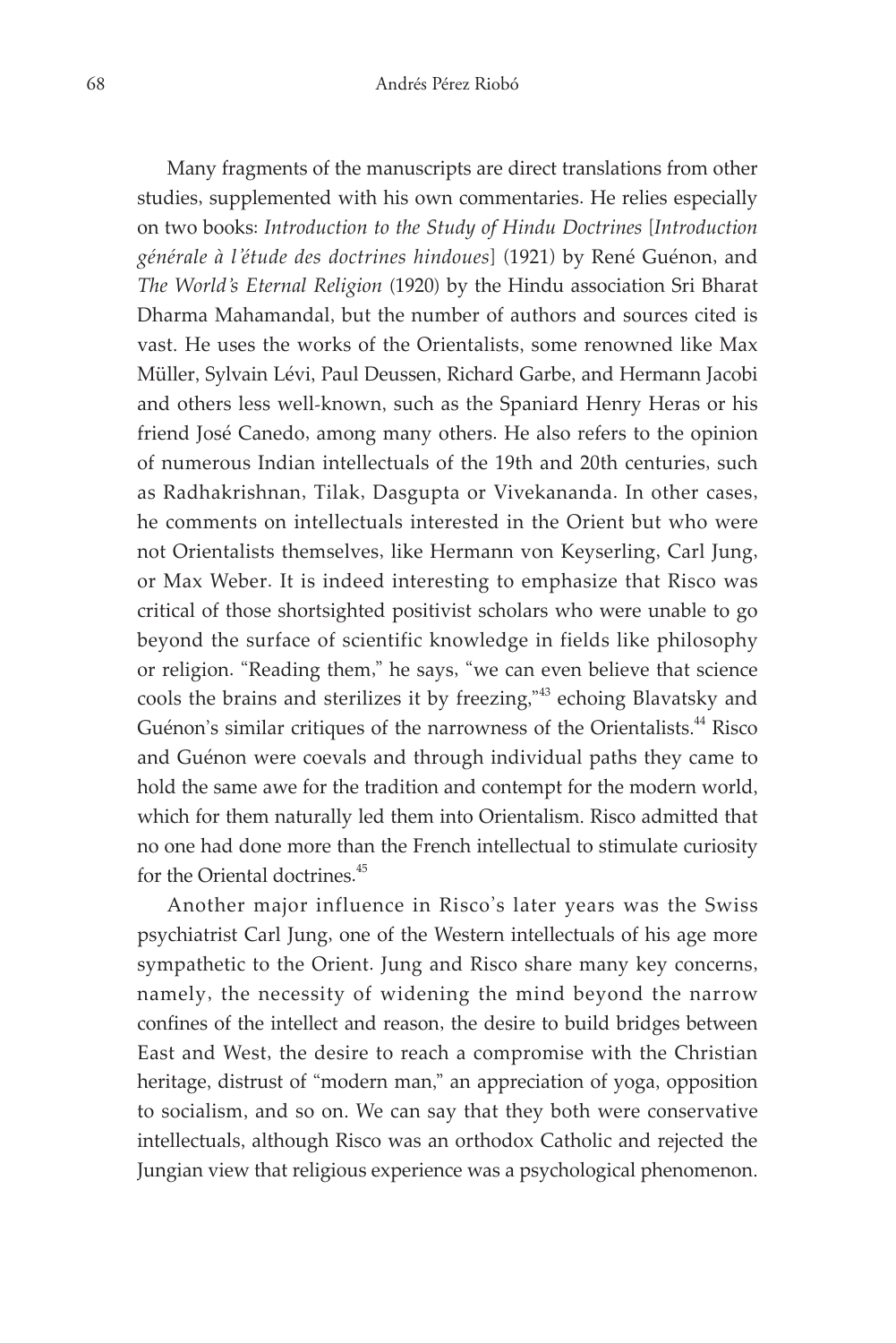Many fragments of the manuscripts are direct translations from other studies, supplemented with his own commentaries. He relies especially on two books: *Introduction to the Study of Hindu Doctrines* [*Introduction générale à l'étude des doctrines hindoues*] (1921) by René Guénon, and *The World's Eternal Religion* (1920) by the Hindu association Sri Bharat Dharma Mahamandal, but the number of authors and sources cited is vast. He uses the works of the Orientalists, some renowned like Max Müller, Sylvain Lévi, Paul Deussen, Richard Garbe, and Hermann Jacobi and others less well-known, such as the Spaniard Henry Heras or his friend José Canedo, among many others. He also refers to the opinion of numerous Indian intellectuals of the 19th and 20th centuries, such as Radhakrishnan, Tilak, Dasgupta or Vivekananda. In other cases, he comments on intellectuals interested in the Orient but who were not Orientalists themselves, like Hermann von Keyserling, Carl Jung, or Max Weber. It is indeed interesting to emphasize that Risco was critical of those shortsighted positivist scholars who were unable to go beyond the surface of scientific knowledge in fields like philosophy or religion. "Reading them," he says, "we can even believe that science cools the brains and sterilizes it by freezing,"[43] echoing Blavatsky and Guénon's similar critiques of the narrowness of the Orientalists.[44] Risco and Guénon were coevals and through individual paths they came to hold the same awe for the tradition and contempt for the modern world, which for them naturally led them into Orientalism. Risco admitted that no one had done more than the French intellectual to stimulate curiosity for the Oriental doctrines.[45]

Another major influence in Risco's later years was the Swiss psychiatrist Carl Jung, one of the Western intellectuals of his age more sympathetic to the Orient. Jung and Risco share many key concerns, namely, the necessity of widening the mind beyond the narrow confines of the intellect and reason, the desire to build bridges between East and West, the desire to reach a compromise with the Christian heritage, distrust of "modern man," an appreciation of yoga, opposition to socialism, and so on. We can say that they both were conservative intellectuals, although Risco was an orthodox Catholic and rejected the Jungian view that religious experience was a psychological phenomenon.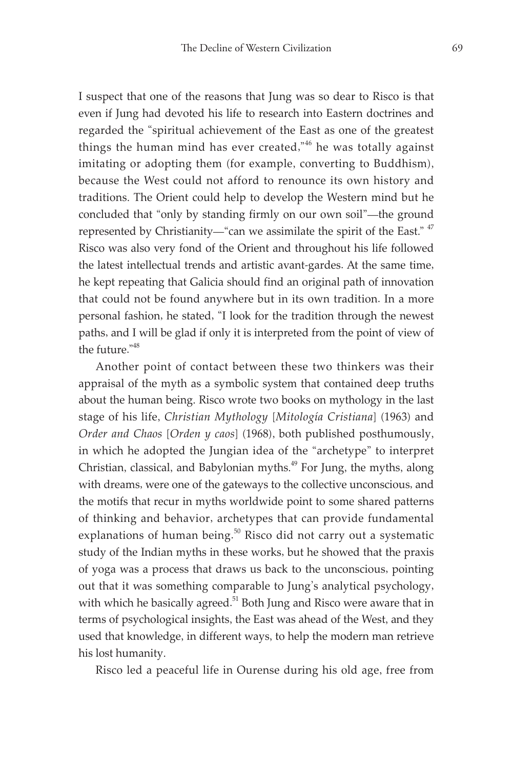I suspect that one of the reasons that Jung was so dear to Risco is that even if Jung had devoted his life to research into Eastern doctrines and regarded the "spiritual achievement of the East as one of the greatest things the human mind has ever created,"[46] he was totally against imitating or adopting them (for example, converting to Buddhism), because the West could not afford to renounce its own history and traditions. The Orient could help to develop the Western mind but he concluded that "only by standing firmly on our own soil"—the ground represented by Christianity—"can we assimilate the spirit of the East." [47] Risco was also very fond of the Orient and throughout his life followed the latest intellectual trends and artistic avant-gardes. At the same time, he kept repeating that Galicia should find an original path of innovation that could not be found anywhere but in its own tradition. In a more personal fashion, he stated, "I look for the tradition through the newest paths, and I will be glad if only it is interpreted from the point of view of the future."[48]

Another point of contact between these two thinkers was their appraisal of the myth as a symbolic system that contained deep truths about the human being. Risco wrote two books on mythology in the last stage of his life, *Christian Mythology* [*Mitología Cristiana*] (1963) and *Order and Chaos* [*Orden y caos*] (1968), both published posthumously, in which he adopted the Jungian idea of the "archetype" to interpret Christian, classical, and Babylonian myths.[49] For Jung, the myths, along with dreams, were one of the gateways to the collective unconscious, and the motifs that recur in myths worldwide point to some shared patterns of thinking and behavior, archetypes that can provide fundamental explanations of human being.[50] Risco did not carry out a systematic study of the Indian myths in these works, but he showed that the praxis of yoga was a process that draws us back to the unconscious, pointing out that it was something comparable to Jung's analytical psychology, with which he basically agreed.[51] Both Jung and Risco were aware that in terms of psychological insights, the East was ahead of the West, and they used that knowledge, in different ways, to help the modern man retrieve his lost humanity.

Risco led a peaceful life in Ourense during his old age, free from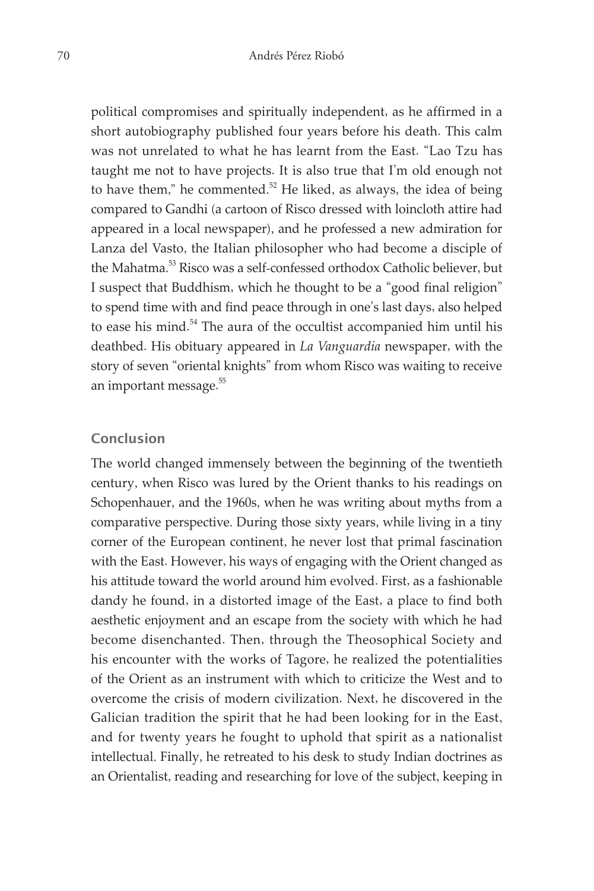political compromises and spiritually independent, as he affirmed in a short autobiography published four years before his death. This calm was not unrelated to what he has learnt from the East. "Lao Tzu has taught me not to have projects. It is also true that I'm old enough not to have them," he commented.[52] He liked, as always, the idea of being compared to Gandhi (a cartoon of Risco dressed with loincloth attire had appeared in a local newspaper), and he professed a new admiration for Lanza del Vasto, the Italian philosopher who had become a disciple of the Mahatma.[53] Risco was a self-confessed orthodox Catholic believer, but I suspect that Buddhism, which he thought to be a "good final religion" to spend time with and find peace through in one's last days, also helped to ease his mind.[54] The aura of the occultist accompanied him until his deathbed. His obituary appeared in *La Vanguardia* newspaper, with the story of seven "oriental knights" from whom Risco was waiting to receive an important message.[55]

## Conclusion

The world changed immensely between the beginning of the twentieth century, when Risco was lured by the Orient thanks to his readings on Schopenhauer, and the 1960s, when he was writing about myths from a comparative perspective. During those sixty years, while living in a tiny corner of the European continent, he never lost that primal fascination with the East. However, his ways of engaging with the Orient changed as his attitude toward the world around him evolved. First, as a fashionable dandy he found, in a distorted image of the East, a place to find both aesthetic enjoyment and an escape from the society with which he had become disenchanted. Then, through the Theosophical Society and his encounter with the works of Tagore, he realized the potentialities of the Orient as an instrument with which to criticize the West and to overcome the crisis of modern civilization. Next, he discovered in the Galician tradition the spirit that he had been looking for in the East, and for twenty years he fought to uphold that spirit as a nationalist intellectual. Finally, he retreated to his desk to study Indian doctrines as an Orientalist, reading and researching for love of the subject, keeping in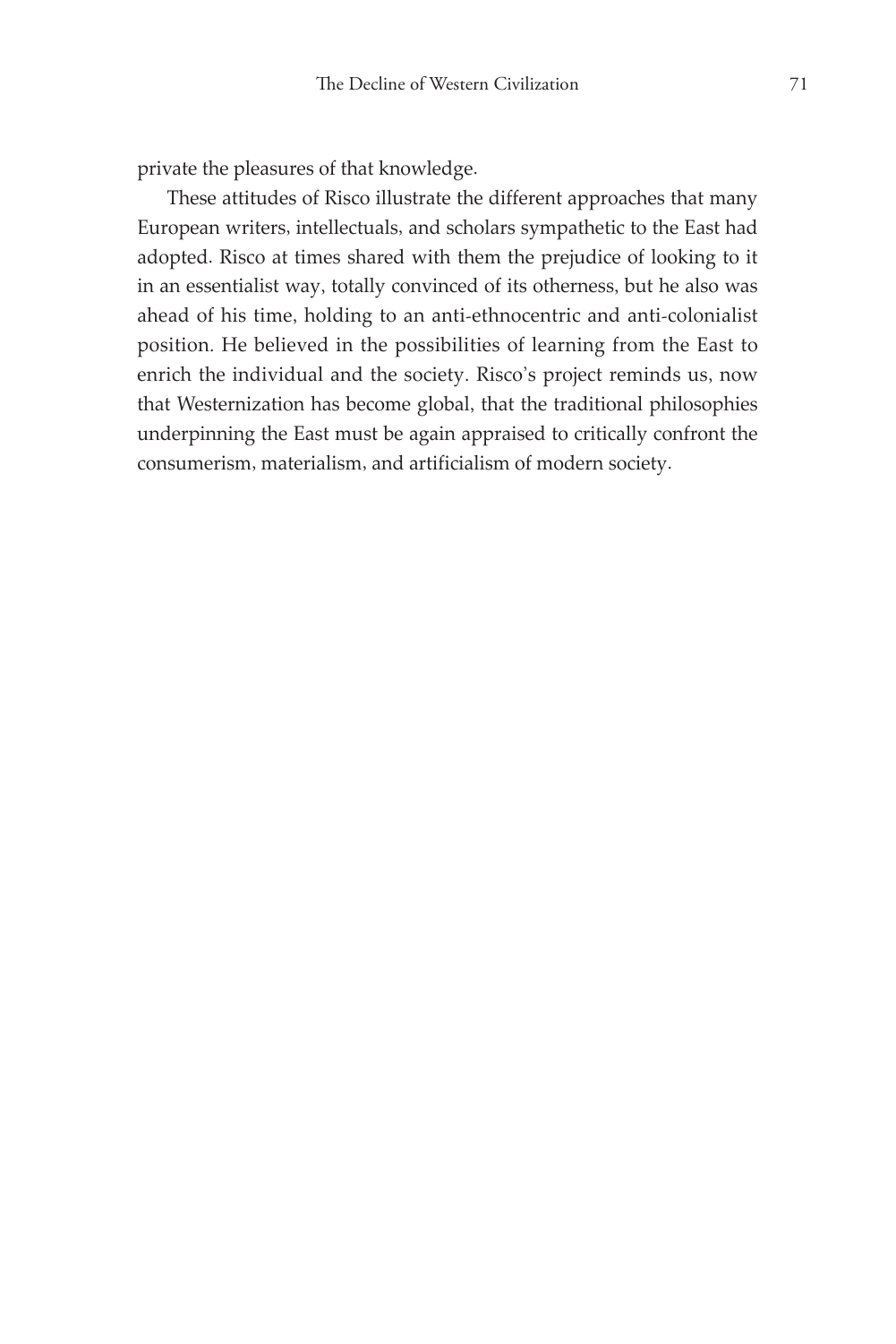private the pleasures of that knowledge.

These attitudes of Risco illustrate the different approaches that many European writers, intellectuals, and scholars sympathetic to the East had adopted. Risco at times shared with them the prejudice of looking to it in an essentialist way, totally convinced of its otherness, but he also was ahead of his time, holding to an anti-ethnocentric and anti-colonialist position. He believed in the possibilities of learning from the East to enrich the individual and the society. Risco's project reminds us, now that Westernization has become global, that the traditional philosophies underpinning the East must be again appraised to critically confront the consumerism, materialism, and artificialism of modern society.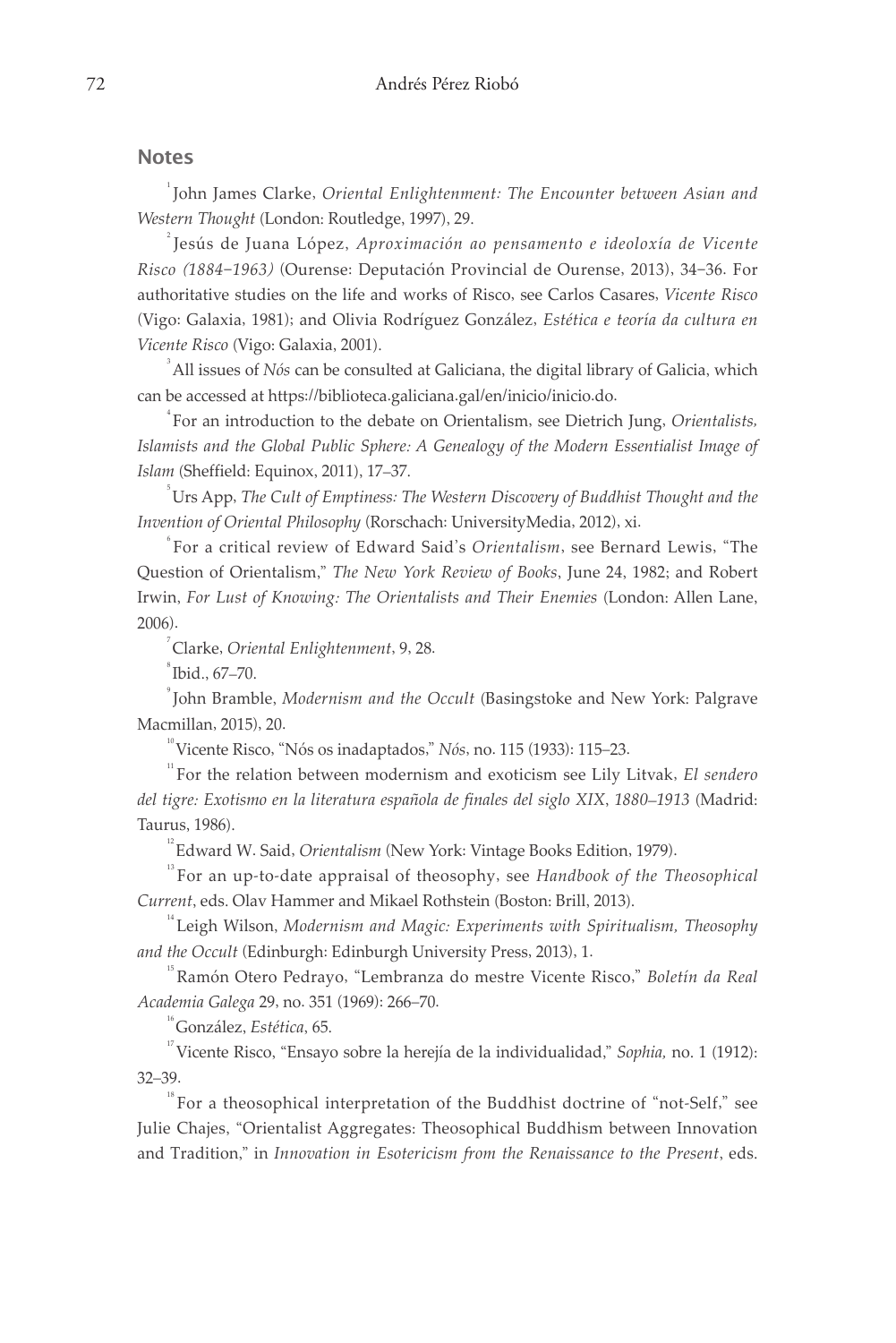## Notes

[1] John James Clarke, *Oriental Enlightenment: The Encounter between Asian and Western Thought* (London: Routledge, 1997), 29.

[2] Jesús de Juana López, *Aproximación ao pensamento e ideoloxía de Vicente Risco (1884–1963)* (Ourense: Deputación Provincial de Ourense, 2013), 34–36. For authoritative studies on the life and works of Risco, see Carlos Casares, *Vicente Risco* (Vigo: Galaxia, 1981); and Olivia Rodríguez González, *Estética e teoría da cultura en Vicente Risco* (Vigo: Galaxia, 2001).

[3] All issues of *Nós* can be consulted at Galiciana, the digital library of Galicia, which can be accessed at https://biblioteca.galiciana.gal/en/inicio/inicio.do.

[4] For an introduction to the debate on Orientalism, see Dietrich Jung, *Orientalists, Islamists and the Global Public Sphere: A Genealogy of the Modern Essentialist Image of Islam* (Sheffield: Equinox, 2011), 17–37.

[5] Urs App, *The Cult of Emptiness: The Western Discovery of Buddhist Thought and the Invention of Oriental Philosophy* (Rorschach: UniversityMedia, 2012), xi.

[6] For a critical review of Edward Said's *Orientalism*, see Bernard Lewis, "The Question of Orientalism," *The New York Review of Books*, June 24, 1982; and Robert Irwin, *For Lust of Knowing: The Orientalists and Their Enemies* (London: Allen Lane, 2006).

[7] Clarke, *Oriental Enlightenment*, 9, 28.

[8] Ibid., 67–70.

[9] John Bramble, *Modernism and the Occult* (Basingstoke and New York: Palgrave Macmillan, 2015), 20.

[10] Vicente Risco, "Nós os inadaptados," *Nós*, no. 115 (1933): 115–23.

[11] For the relation between modernism and exoticism see Lily Litvak, *El sendero del tigre: Exotismo en la literatura española de finales del siglo XIX, 1880–1913* (Madrid: Taurus, 1986).

[12] Edward W. Said, *Orientalism* (New York: Vintage Books Edition, 1979).

[13] For an up-to-date appraisal of theosophy, see *Handbook of the Theosophical Current*, eds. Olav Hammer and Mikael Rothstein (Boston: Brill, 2013).

[14] Leigh Wilson, *Modernism and Magic: Experiments with Spiritualism, Theosophy and the Occult* (Edinburgh: Edinburgh University Press, 2013), 1.

[15] Ramón Otero Pedrayo, "Lembranza do mestre Vicente Risco," *Boletín da Real Academia Galega* 29, no. 351 (1969): 266–70.

[16] González, *Estética*, 65.

[17] Vicente Risco, "Ensayo sobre la herejía de la individualidad," *Sophia,* no. 1 (1912): 32–39.

[18] For a theosophical interpretation of the Buddhist doctrine of "not-Self," see Julie Chajes, "Orientalist Aggregates: Theosophical Buddhism between Innovation and Tradition," in *Innovation in Esotericism from the Renaissance to the Present*, eds.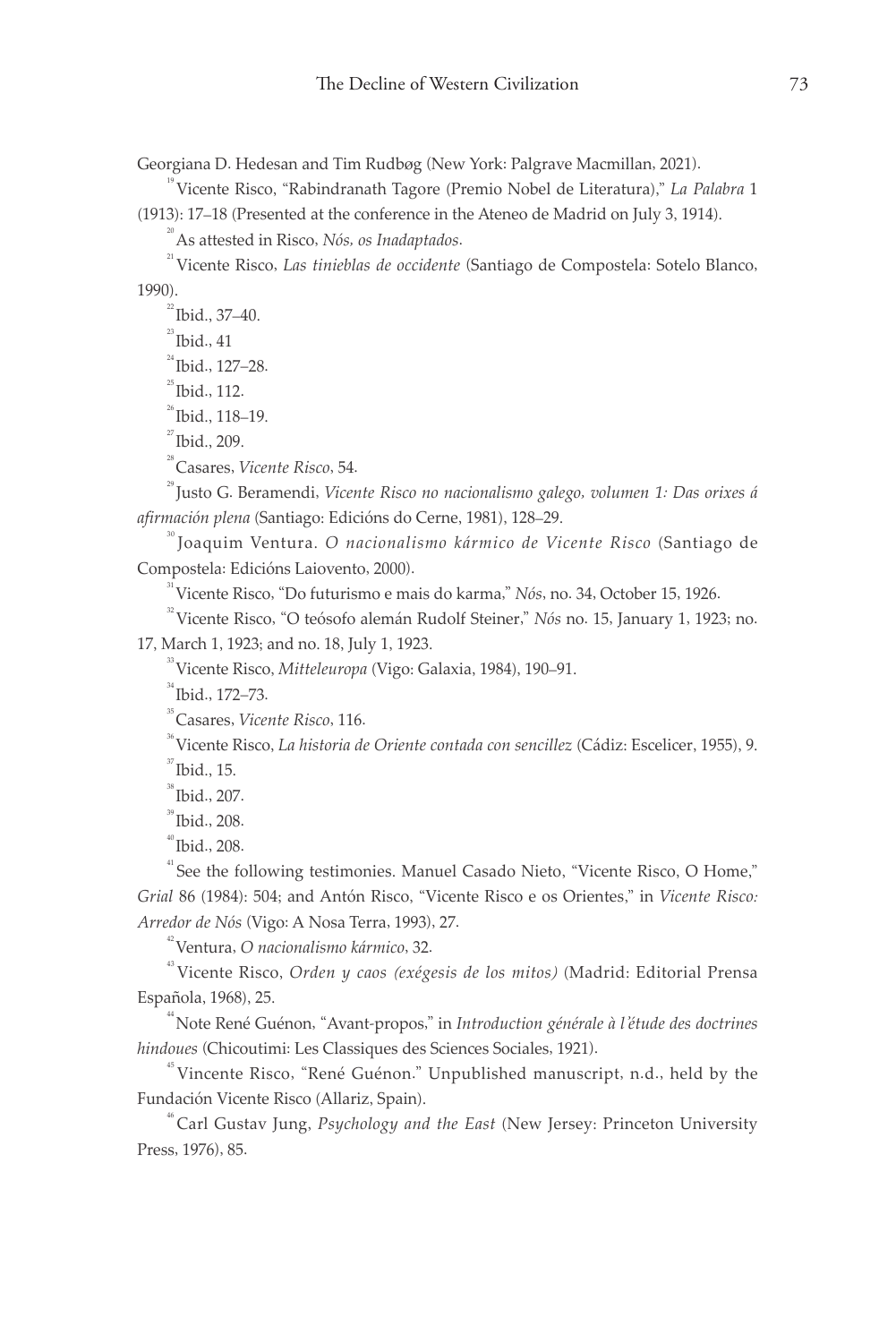Georgiana D. Hedesan and Tim Rudbøg (New York: Palgrave Macmillan, 2021).

[19] Vicente Risco, "Rabindranath Tagore (Premio Nobel de Literatura)," *La Palabra* 1 (1913): 17–18 (Presented at the conference in the Ateneo de Madrid on July 3, 1914).

[20] As attested in Risco, *Nós, os Inadaptados*.

[21] Vicente Risco, *Las tinieblas de occidente* (Santiago de Compostela: Sotelo Blanco, 1990).

[22] Ibid., 37–40.

[23] Ibid., 41

[24] Ibid., 127–28.

[25] Ibid., 112.

[26] Ibid., 118–19.

[27] Ibid., 209.

[28] Casares, *Vicente Risco*, 54.

[29] Justo G. Beramendi, *Vicente Risco no nacionalismo galego, volumen 1: Das orixes á afirmación plena* (Santiago: Edicións do Cerne, 1981), 128–29.

[30] Joaquim Ventura. *O nacionalismo kármico de Vicente Risco* (Santiago de Compostela: Edicións Laiovento, 2000).

[31] Vicente Risco, "Do futurismo e mais do karma," *Nós*, no. 34, October 15, 1926.

[32] Vicente Risco, "O teósofo alemán Rudolf Steiner," *Nós* no. 15, January 1, 1923; no. 17, March 1, 1923; and no. 18, July 1, 1923.

[33] Vicente Risco, *Mitteleuropa* (Vigo: Galaxia, 1984), 190–91.

[34] Ibid., 172–73.

[35] Casares, *Vicente Risco*, 116.

[36] Vicente Risco, *La historia de Oriente contada con sencillez* (Cádiz: Escelicer, 1955), 9.

[37] Ibid., 15.

[38] Ibid., 207.

[39] Ibid., 208.

[40] Ibid., 208.

[41] See the following testimonies. Manuel Casado Nieto, "Vicente Risco, O Home," *Grial* 86 (1984): 504; and Antón Risco, "Vicente Risco e os Orientes," in *Vicente Risco: Arredor de Nós* (Vigo: A Nosa Terra, 1993), 27.

[42] Ventura, *O nacionalismo kármico*, 32.

[43] Vicente Risco, *Orden y caos (exégesis de los mitos)* (Madrid: Editorial Prensa Española, 1968), 25.

[44] Note René Guénon, "Avant-propos," in *Introduction générale à l'étude des doctrines hindoues* (Chicoutimi: Les Classiques des Sciences Sociales, 1921).

[45] Vincente Risco, "René Guénon." Unpublished manuscript, n.d., held by the Fundación Vicente Risco (Allariz, Spain).

[46] Carl Gustav Jung, *Psychology and the East* (New Jersey: Princeton University Press, 1976), 85.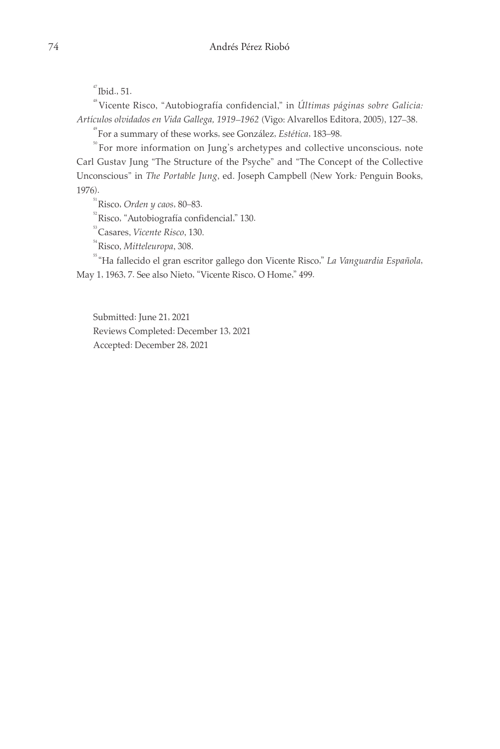[47] Ibid., 51.

[48] Vicente Risco, "Autobiografía confidencial," in *Últimas páginas sobre Galicia: Artículos olvidados en Vida Gallega, 1919–1962* (Vigo: Alvarellos Editora, 2005), 127–38.

[49] For a summary of these works, see González, *Estética*, 183–98.

[50] For more information on Jung's archetypes and collective unconscious, note Carl Gustav Jung "The Structure of the Psyche" and "The Concept of the Collective Unconscious" in *The Portable Jung*, ed. Joseph Campbell (New York: Penguin Books, 1976).

[51] Risco, *Orden y caos*, 80–83.

[52] Risco, "Autobiografía confidencial," 130.

[53] Casares, *Vicente Risco*, 130.

[54] Risco, *Mitteleuropa*, 308.

[55] "Ha fallecido el gran escritor gallego don Vicente Risco," *La Vanguardia Española*, May 1, 1963, 7. See also Nieto, "Vicente Risco, O Home," 499.

Submitted: June 21, 2021
Reviews Completed: December 13, 2021
Accepted: December 28, 2021